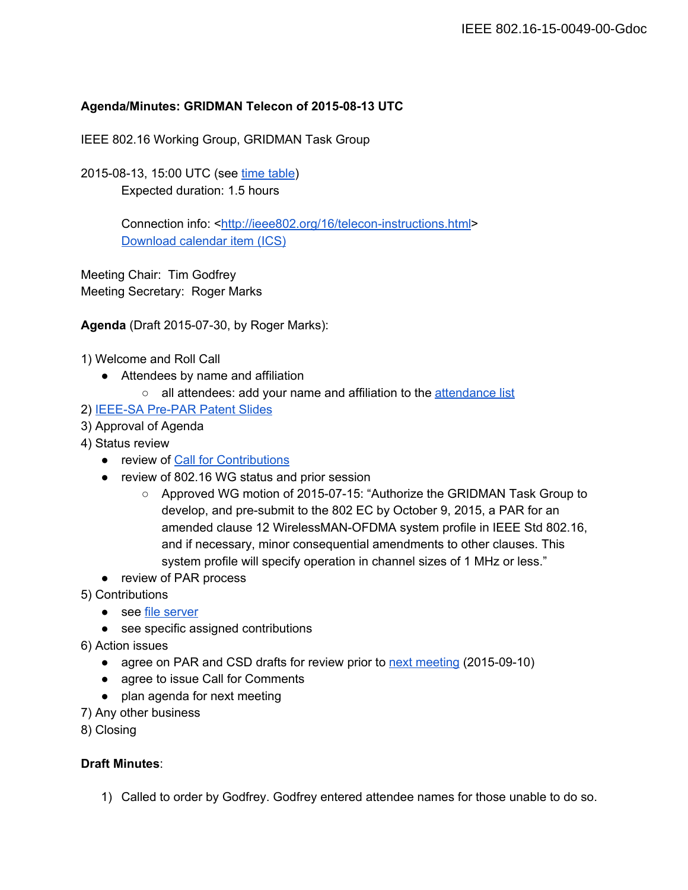**Agenda/Minutes: GRIDMAN Telecon of 2015-08-13 UTC**

IEEE 802.16 Working Group, GRIDMAN Task Group

2015-08-13, 15:00 UTC (see time table)

Expected duration: 1.5 hours

Connection info: <http://ieee802.org/16/telecon-instructions.html>
Download calendar item (ICS)

Meeting Chair: Tim Godfrey
Meeting Secretary: Roger Marks

**Agenda** (Draft 2015-07-30, by Roger Marks):

1) Welcome and Roll Call
   - Attendees by name and affiliation
     - all attendees: add your name and affiliation to the attendance list
2) IEEE-SA Pre-PAR Patent Slides
3) Approval of Agenda
4) Status review
   - review of Call for Contributions
   - review of 802.16 WG status and prior session
     - Approved WG motion of 2015-07-15: “Authorize the GRIDMAN Task Group to develop, and pre-submit to the 802 EC by October 9, 2015, a PAR for an amended clause 12 WirelessMAN-OFDMA system profile in IEEE Std 802.16, and if necessary, minor consequential amendments to other clauses. This system profile will specify operation in channel sizes of 1 MHz or less.”
   - review of PAR process
5) Contributions
   - see file server
   - see specific assigned contributions
6) Action issues
   - agree on PAR and CSD drafts for review prior to next meeting (2015-09-10)
   - agree to issue Call for Comments
   - plan agenda for next meeting
7) Any other business
8) Closing

**Draft Minutes**:

1) Called to order by Godfrey. Godfrey entered attendee names for those unable to do so.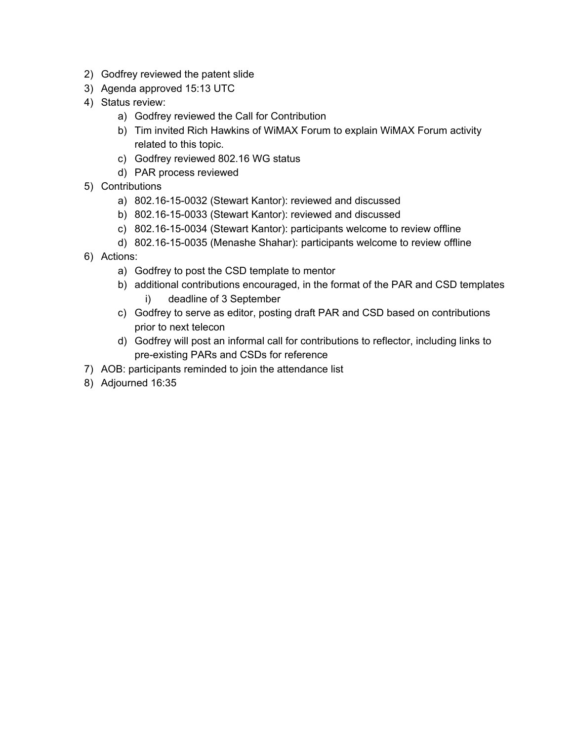2) Godfrey reviewed the patent slide
3) Agenda approved 15:13 UTC
4) Status review:
    a) Godfrey reviewed the Call for Contribution
    b) Tim invited Rich Hawkins of WiMAX Forum to explain WiMAX Forum activity related to this topic.
    c) Godfrey reviewed 802.16 WG status
    d) PAR process reviewed
5) Contributions
    a) 802.16-15-0032 (Stewart Kantor): reviewed and discussed
    b) 802.16-15-0033 (Stewart Kantor): reviewed and discussed
    c) 802.16-15-0034 (Stewart Kantor): participants welcome to review offline
    d) 802.16-15-0035 (Menashe Shahar): participants welcome to review offline
6) Actions:
    a) Godfrey to post the CSD template to mentor
    b) additional contributions encouraged, in the format of the PAR and CSD templates
        i) deadline of 3 September
    c) Godfrey to serve as editor, posting draft PAR and CSD based on contributions prior to next telecon
    d) Godfrey will post an informal call for contributions to reflector, including links to pre-existing PARs and CSDs for reference
7) AOB: participants reminded to join the attendance list
8) Adjourned 16:35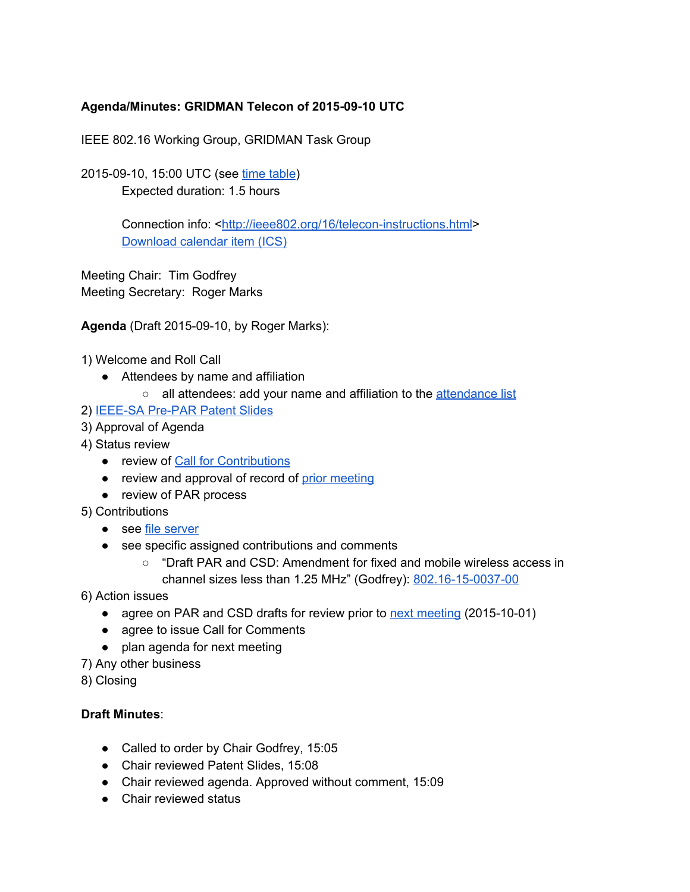**Agenda/Minutes: GRIDMAN Telecon of 2015-09-10 UTC**

IEEE 802.16 Working Group, GRIDMAN Task Group

2015-09-10, 15:00 UTC (see time table)

Expected duration: 1.5 hours

Connection info: <http://ieee802.org/16/telecon-instructions.html>

Download calendar item (ICS)

Meeting Chair: Tim Godfrey
Meeting Secretary: Roger Marks

**Agenda** (Draft 2015-09-10, by Roger Marks):

1) Welcome and Roll Call
   - Attendees by name and affiliation
     - all attendees: add your name and affiliation to the attendance list
2) IEEE-SA Pre-PAR Patent Slides
3) Approval of Agenda
4) Status review
   - review of Call for Contributions
   - review and approval of record of prior meeting
   - review of PAR process
5) Contributions
   - see file server
   - see specific assigned contributions and comments
     - "Draft PAR and CSD: Amendment for fixed and mobile wireless access in channel sizes less than 1.25 MHz" (Godfrey): 802.16-15-0037-00
6) Action issues
   - agree on PAR and CSD drafts for review prior to next meeting (2015-10-01)
   - agree to issue Call for Comments
   - plan agenda for next meeting
7) Any other business
8) Closing

**Draft Minutes**:

- Called to order by Chair Godfrey, 15:05
- Chair reviewed Patent Slides, 15:08
- Chair reviewed agenda. Approved without comment, 15:09
- Chair reviewed status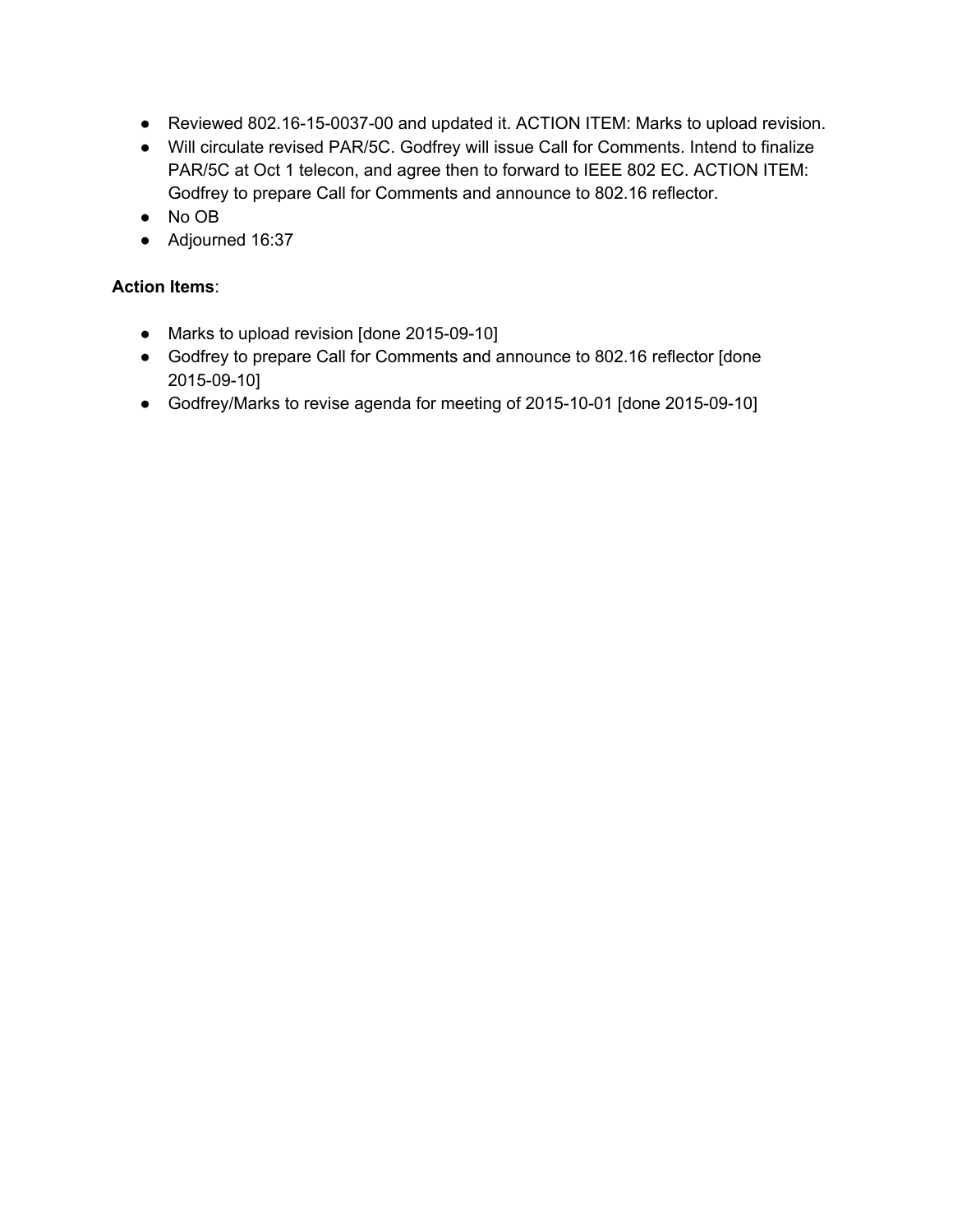- Reviewed 802.16-15-0037-00 and updated it. ACTION ITEM: Marks to upload revision.
- Will circulate revised PAR/5C. Godfrey will issue Call for Comments. Intend to finalize PAR/5C at Oct 1 telecon, and agree then to forward to IEEE 802 EC. ACTION ITEM: Godfrey to prepare Call for Comments and announce to 802.16 reflector.
- No OB
- Adjourned 16:37

**Action Items**:

- Marks to upload revision [done 2015-09-10]
- Godfrey to prepare Call for Comments and announce to 802.16 reflector [done 2015-09-10]
- Godfrey/Marks to revise agenda for meeting of 2015-10-01 [done 2015-09-10]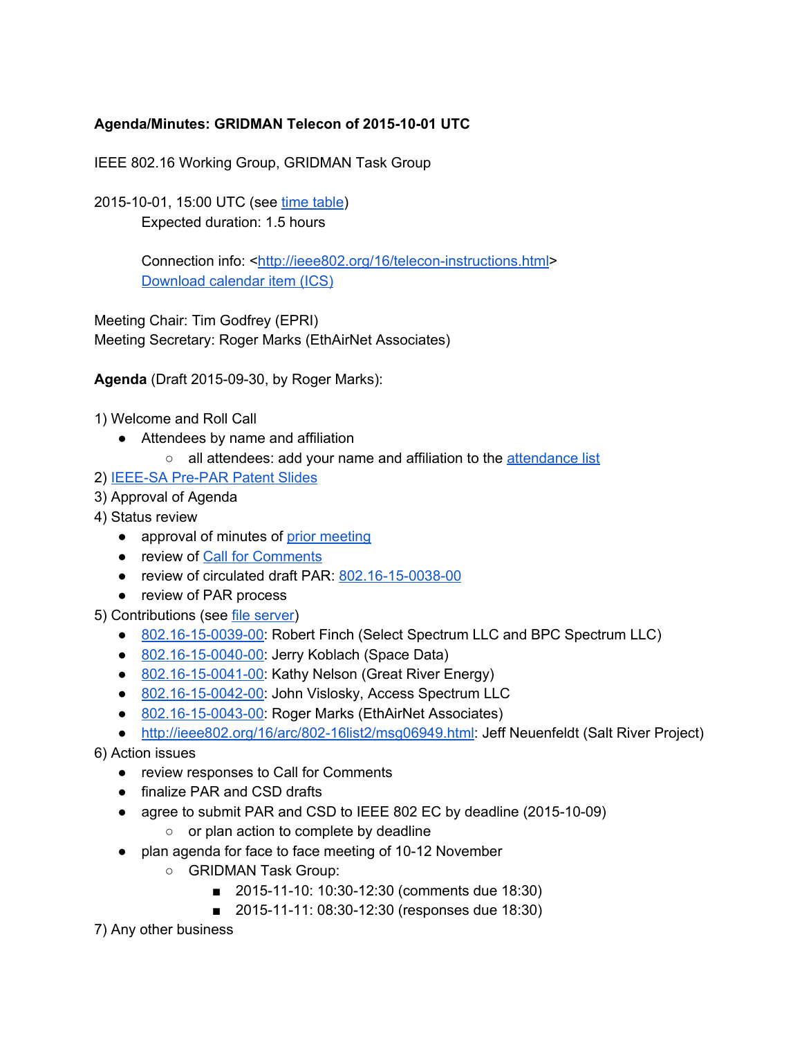**Agenda/Minutes: GRIDMAN Telecon of 2015-10-01 UTC**

IEEE 802.16 Working Group, GRIDMAN Task Group

2015-10-01, 15:00 UTC (see time table)

Expected duration: 1.5 hours

Connection info: <http://ieee802.org/16/telecon-instructions.html>

Download calendar item (ICS)

Meeting Chair: Tim Godfrey (EPRI)
Meeting Secretary: Roger Marks (EthAirNet Associates)

**Agenda** (Draft 2015-09-30, by Roger Marks):

1) Welcome and Roll Call
   - Attendees by name and affiliation
     - all attendees: add your name and affiliation to the attendance list

2) IEEE-SA Pre-PAR Patent Slides

3) Approval of Agenda

4) Status review
   - approval of minutes of prior meeting
   - review of Call for Comments
   - review of circulated draft PAR: 802.16-15-0038-00
   - review of PAR process

5) Contributions (see file server)
   - 802.16-15-0039-00: Robert Finch (Select Spectrum LLC and BPC Spectrum LLC)
   - 802.16-15-0040-00: Jerry Koblach (Space Data)
   - 802.16-15-0041-00: Kathy Nelson (Great River Energy)
   - 802.16-15-0042-00: John Vislosky, Access Spectrum LLC
   - 802.16-15-0043-00: Roger Marks (EthAirNet Associates)
   - http://ieee802.org/16/arc/802-16list2/msg06949.html: Jeff Neuenfeldt (Salt River Project)

6) Action issues
   - review responses to Call for Comments
   - finalize PAR and CSD drafts
   - agree to submit PAR and CSD to IEEE 802 EC by deadline (2015-10-09)
     - or plan action to complete by deadline
   - plan agenda for face to face meeting of 10-12 November
     - GRIDMAN Task Group:
       - 2015-11-10: 10:30-12:30 (comments due 18:30)
       - 2015-11-11: 08:30-12:30 (responses due 18:30)

7) Any other business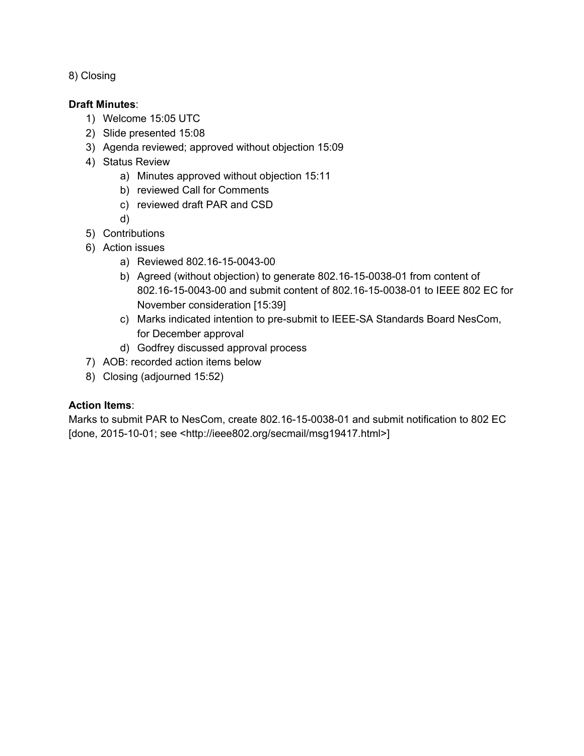8) Closing

**Draft Minutes**:

1) Welcome 15:05 UTC
2) Slide presented 15:08
3) Agenda reviewed; approved without objection 15:09
4) Status Review
    a) Minutes approved without objection 15:11
    b) reviewed Call for Comments
    c) reviewed draft PAR and CSD
    d)
5) Contributions
6) Action issues
    a) Reviewed 802.16-15-0043-00
    b) Agreed (without objection) to generate 802.16-15-0038-01 from content of 802.16-15-0043-00 and submit content of 802.16-15-0038-01 to IEEE 802 EC for November consideration [15:39]
    c) Marks indicated intention to pre-submit to IEEE-SA Standards Board NesCom, for December approval
    d) Godfrey discussed approval process
7) AOB: recorded action items below
8) Closing (adjourned 15:52)

**Action Items**:

Marks to submit PAR to NesCom, create 802.16-15-0038-01 and submit notification to 802 EC [done, 2015-10-01; see <http://ieee802.org/secmail/msg19417.html>]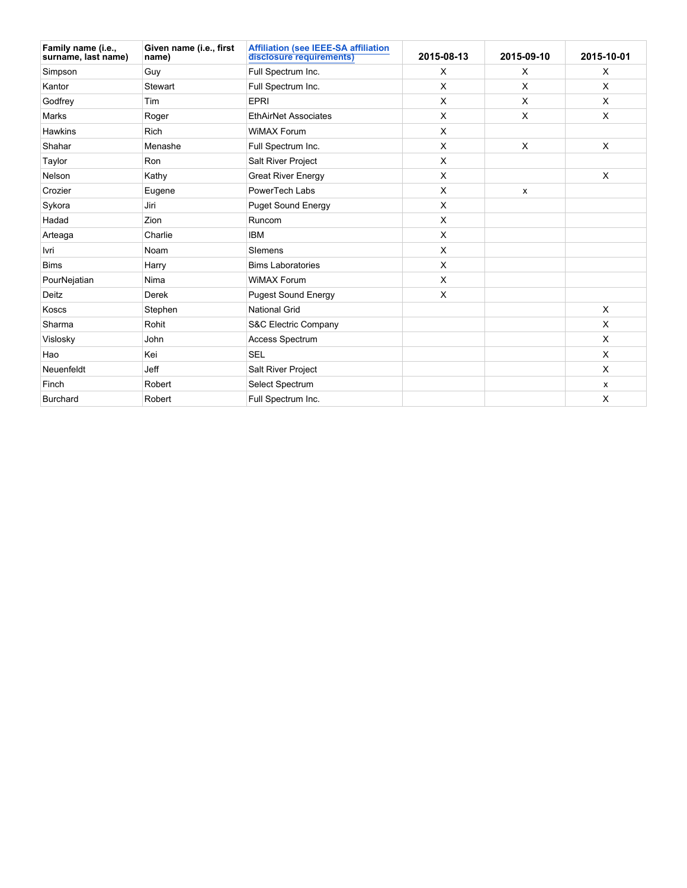| Family name (i.e., surname, last name) | Given name (i.e., first name) | Affiliation (see IEEE-SA affiliation disclosure requirements) | 2015-08-13 | 2015-09-10 | 2015-10-01 |
|---|---|---|---|---|---|
| Simpson | Guy | Full Spectrum Inc. | X | X | X |
| Kantor | Stewart | Full Spectrum Inc. | X | X | X |
| Godfrey | Tim | EPRI | X | X | X |
| Marks | Roger | EthAirNet Associates | X | X | X |
| Hawkins | Rich | WiMAX Forum | X | | |
| Shahar | Menashe | Full Spectrum Inc. | X | X | X |
| Taylor | Ron | Salt River Project | X | | |
| Nelson | Kathy | Great River Energy | X | | X |
| Crozier | Eugene | PowerTech Labs | X | x | |
| Sykora | Jiri | Puget Sound Energy | X | | |
| Hadad | Zion | Runcom | X | | |
| Arteaga | Charlie | IBM | X | | |
| Ivri | Noam | SIemens | X | | |
| Bims | Harry | Bims Laboratories | X | | |
| PourNejatian | Nima | WiMAX Forum | X | | |
| Deitz | Derek | Pugest Sound Energy | X | | |
| Koscs | Stephen | National Grid | | | X |
| Sharma | Rohit | S&C Electric Company | | | X |
| Vislosky | John | Access Spectrum | | | X |
| Hao | Kei | SEL | | | X |
| Neuenfeldt | Jeff | Salt River Project | | | X |
| Finch | Robert | Select Spectrum | | | x |
| Burchard | Robert | Full Spectrum Inc. | | | X |